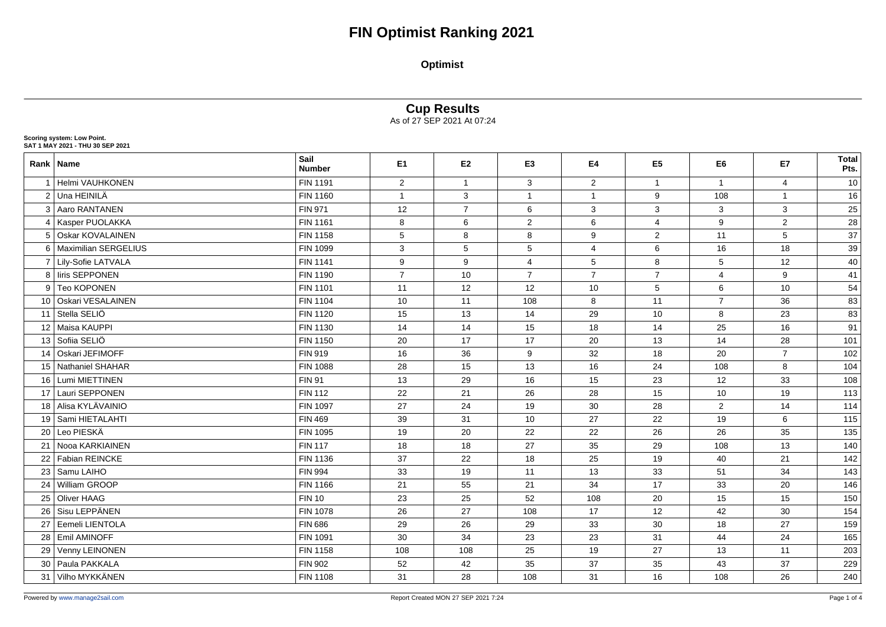# FIN Optimist Ranking 2021

## Optimist

## Cup Results

As of 27 SEP 2021 At 07:24

**Scoring system: Low Point.**
**SAT 1 MAY 2021 - THU 30 SEP 2021**

| Rank | Name | Sail Number | E1 | E2 | E3 | E4 | E5 | E6 | E7 | Total Pts. |
|---|---|---|---|---|---|---|---|---|---|---|
| 1 | Helmi VAUHKONEN | FIN 1191 | 2 | 1 | 3 | 2 | 1 | 1 | 4 | 10 |
| 2 | Una HEINILÄ | FIN 1160 | 1 | 3 | 1 | 1 | 9 | 108 | 1 | 16 |
| 3 | Aaro RANTANEN | FIN 971 | 12 | 7 | 6 | 3 | 3 | 3 | 3 | 25 |
| 4 | Kasper PUOLAKKA | FIN 1161 | 8 | 6 | 2 | 6 | 4 | 9 | 2 | 28 |
| 5 | Oskar KOVALAINEN | FIN 1158 | 5 | 8 | 8 | 9 | 2 | 11 | 5 | 37 |
| 6 | Maximilian SERGELIUS | FIN 1099 | 3 | 5 | 5 | 4 | 6 | 16 | 18 | 39 |
| 7 | Lily-Sofie LATVALA | FIN 1141 | 9 | 9 | 4 | 5 | 8 | 5 | 12 | 40 |
| 8 | Iiris SEPPONEN | FIN 1190 | 7 | 10 | 7 | 7 | 7 | 4 | 9 | 41 |
| 9 | Teo KOPONEN | FIN 1101 | 11 | 12 | 12 | 10 | 5 | 6 | 10 | 54 |
| 10 | Oskari VESALAINEN | FIN 1104 | 10 | 11 | 108 | 8 | 11 | 7 | 36 | 83 |
| 11 | Stella SELIÖ | FIN 1120 | 15 | 13 | 14 | 29 | 10 | 8 | 23 | 83 |
| 12 | Maisa KAUPPI | FIN 1130 | 14 | 14 | 15 | 18 | 14 | 25 | 16 | 91 |
| 13 | Sofiia SELIÖ | FIN 1150 | 20 | 17 | 17 | 20 | 13 | 14 | 28 | 101 |
| 14 | Oskari JEFIMOFF | FIN 919 | 16 | 36 | 9 | 32 | 18 | 20 | 7 | 102 |
| 15 | Nathaniel SHAHAR | FIN 1088 | 28 | 15 | 13 | 16 | 24 | 108 | 8 | 104 |
| 16 | Lumi MIETTINEN | FIN 91 | 13 | 29 | 16 | 15 | 23 | 12 | 33 | 108 |
| 17 | Lauri SEPPONEN | FIN 112 | 22 | 21 | 26 | 28 | 15 | 10 | 19 | 113 |
| 18 | Alisa KYLÄVAINIO | FIN 1097 | 27 | 24 | 19 | 30 | 28 | 2 | 14 | 114 |
| 19 | Sami HIETALAHTI | FIN 469 | 39 | 31 | 10 | 27 | 22 | 19 | 6 | 115 |
| 20 | Leo PIESKÄ | FIN 1095 | 19 | 20 | 22 | 22 | 26 | 26 | 35 | 135 |
| 21 | Nooa KARKIAINEN | FIN 117 | 18 | 18 | 27 | 35 | 29 | 108 | 13 | 140 |
| 22 | Fabian REINCKE | FIN 1136 | 37 | 22 | 18 | 25 | 19 | 40 | 21 | 142 |
| 23 | Samu LAIHO | FIN 994 | 33 | 19 | 11 | 13 | 33 | 51 | 34 | 143 |
| 24 | William GROOP | FIN 1166 | 21 | 55 | 21 | 34 | 17 | 33 | 20 | 146 |
| 25 | Oliver HAAG | FIN 10 | 23 | 25 | 52 | 108 | 20 | 15 | 15 | 150 |
| 26 | Sisu LEPPÄNEN | FIN 1078 | 26 | 27 | 108 | 17 | 12 | 42 | 30 | 154 |
| 27 | Eemeli LIENTOLA | FIN 686 | 29 | 26 | 29 | 33 | 30 | 18 | 27 | 159 |
| 28 | Emil AMINOFF | FIN 1091 | 30 | 34 | 23 | 23 | 31 | 44 | 24 | 165 |
| 29 | Venny LEINONEN | FIN 1158 | 108 | 108 | 25 | 19 | 27 | 13 | 11 | 203 |
| 30 | Paula PAKKALA | FIN 902 | 52 | 42 | 35 | 37 | 35 | 43 | 37 | 229 |
| 31 | Vilho MYKKÄNEN | FIN 1108 | 31 | 28 | 108 | 31 | 16 | 108 | 26 | 240 |

Powered by www.manage2sail.com

Report Created MON 27 SEP 2021 7:24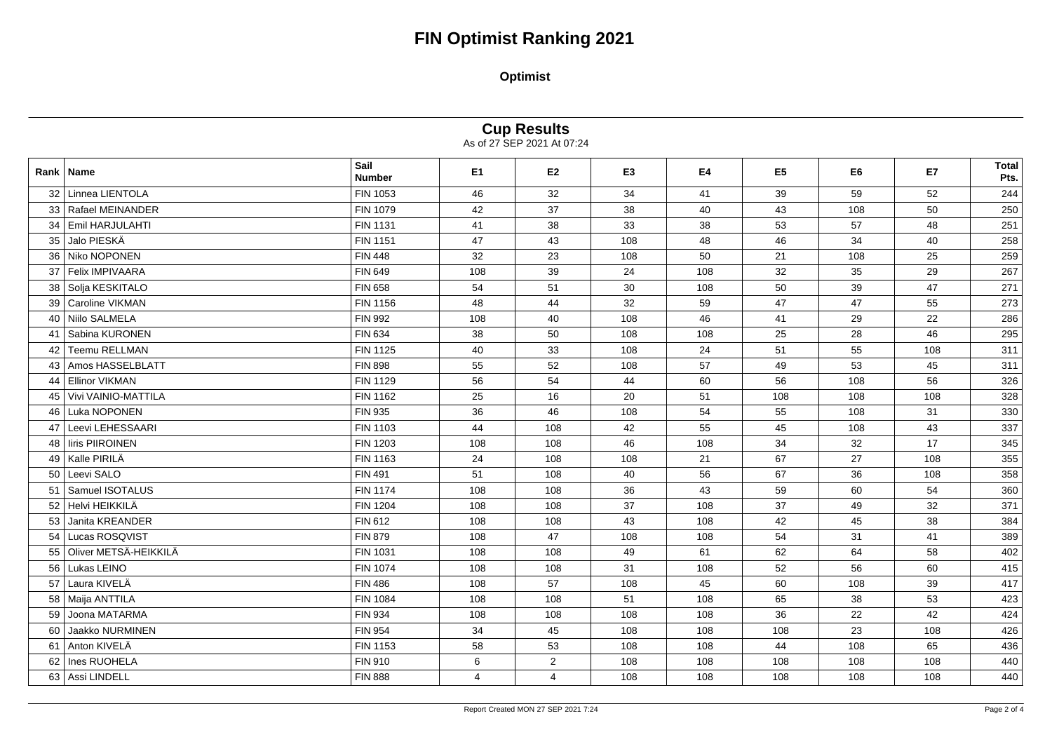# FIN Optimist Ranking 2021

**Optimist**

## Cup Results

As of 27 SEP 2021 At 07:24

| Rank | Name | Sail Number | E1 | E2 | E3 | E4 | E5 | E6 | E7 | Total Pts. |
|---|---|---|---|---|---|---|---|---|---|---|
| 32 | Linnea LIENTOLA | FIN 1053 | 46 | 32 | 34 | 41 | 39 | 59 | 52 | 244 |
| 33 | Rafael MEINANDER | FIN 1079 | 42 | 37 | 38 | 40 | 43 | 108 | 50 | 250 |
| 34 | Emil HARJULAHTI | FIN 1131 | 41 | 38 | 33 | 38 | 53 | 57 | 48 | 251 |
| 35 | Jalo PIESKÄ | FIN 1151 | 47 | 43 | 108 | 48 | 46 | 34 | 40 | 258 |
| 36 | Niko NOPONEN | FIN 448 | 32 | 23 | 108 | 50 | 21 | 108 | 25 | 259 |
| 37 | Felix IMPIVAARA | FIN 649 | 108 | 39 | 24 | 108 | 32 | 35 | 29 | 267 |
| 38 | Solja KESKITALO | FIN 658 | 54 | 51 | 30 | 108 | 50 | 39 | 47 | 271 |
| 39 | Caroline VIKMAN | FIN 1156 | 48 | 44 | 32 | 59 | 47 | 47 | 55 | 273 |
| 40 | Niilo SALMELA | FIN 992 | 108 | 40 | 108 | 46 | 41 | 29 | 22 | 286 |
| 41 | Sabina KURONEN | FIN 634 | 38 | 50 | 108 | 108 | 25 | 28 | 46 | 295 |
| 42 | Teemu RELLMAN | FIN 1125 | 40 | 33 | 108 | 24 | 51 | 55 | 108 | 311 |
| 43 | Amos HASSELBLATT | FIN 898 | 55 | 52 | 108 | 57 | 49 | 53 | 45 | 311 |
| 44 | Ellinor VIKMAN | FIN 1129 | 56 | 54 | 44 | 60 | 56 | 108 | 56 | 326 |
| 45 | Vivi VAINIO-MATTILA | FIN 1162 | 25 | 16 | 20 | 51 | 108 | 108 | 108 | 328 |
| 46 | Luka NOPONEN | FIN 935 | 36 | 46 | 108 | 54 | 55 | 108 | 31 | 330 |
| 47 | Leevi LEHESSAARI | FIN 1103 | 44 | 108 | 42 | 55 | 45 | 108 | 43 | 337 |
| 48 | Iiris PIIROINEN | FIN 1203 | 108 | 108 | 46 | 108 | 34 | 32 | 17 | 345 |
| 49 | Kalle PIRILÄ | FIN 1163 | 24 | 108 | 108 | 21 | 67 | 27 | 108 | 355 |
| 50 | Leevi SALO | FIN 491 | 51 | 108 | 40 | 56 | 67 | 36 | 108 | 358 |
| 51 | Samuel ISOTALUS | FIN 1174 | 108 | 108 | 36 | 43 | 59 | 60 | 54 | 360 |
| 52 | Helvi HEIKKILÄ | FIN 1204 | 108 | 108 | 37 | 108 | 37 | 49 | 32 | 371 |
| 53 | Janita KREANDER | FIN 612 | 108 | 108 | 43 | 108 | 42 | 45 | 38 | 384 |
| 54 | Lucas ROSQVIST | FIN 879 | 108 | 47 | 108 | 108 | 54 | 31 | 41 | 389 |
| 55 | Oliver METSÄ-HEIKKILÄ | FIN 1031 | 108 | 108 | 49 | 61 | 62 | 64 | 58 | 402 |
| 56 | Lukas LEINO | FIN 1074 | 108 | 108 | 31 | 108 | 52 | 56 | 60 | 415 |
| 57 | Laura KIVELÄ | FIN 486 | 108 | 57 | 108 | 45 | 60 | 108 | 39 | 417 |
| 58 | Maija ANTTILA | FIN 1084 | 108 | 108 | 51 | 108 | 65 | 38 | 53 | 423 |
| 59 | Joona MATARMA | FIN 934 | 108 | 108 | 108 | 108 | 36 | 22 | 42 | 424 |
| 60 | Jaakko NURMINEN | FIN 954 | 34 | 45 | 108 | 108 | 108 | 23 | 108 | 426 |
| 61 | Anton KIVELÄ | FIN 1153 | 58 | 53 | 108 | 108 | 44 | 108 | 65 | 436 |
| 62 | Ines RUOHELA | FIN 910 | 6 | 2 | 108 | 108 | 108 | 108 | 108 | 440 |
| 63 | Assi LINDELL | FIN 888 | 4 | 4 | 108 | 108 | 108 | 108 | 108 | 440 |

Report Created MON 27 SEP 2021 7:24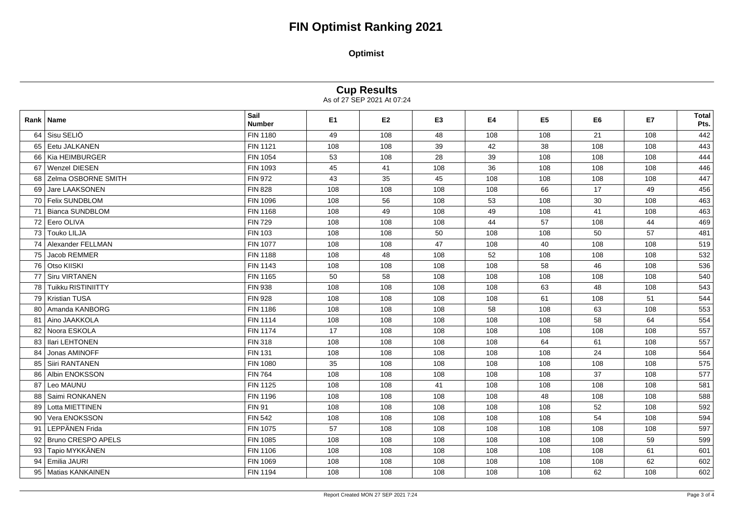# FIN Optimist Ranking 2021

**Optimist**

## Cup Results

As of 27 SEP 2021 At 07:24

| Rank | Name | Sail Number | E1 | E2 | E3 | E4 | E5 | E6 | E7 | Total Pts. |
|---|---|---|---|---|---|---|---|---|---|---|
| 64 | Sisu SELIÖ | FIN 1180 | 49 | 108 | 48 | 108 | 108 | 21 | 108 | 442 |
| 65 | Eetu JALKANEN | FIN 1121 | 108 | 108 | 39 | 42 | 38 | 108 | 108 | 443 |
| 66 | Kia HEIMBURGER | FIN 1054 | 53 | 108 | 28 | 39 | 108 | 108 | 108 | 444 |
| 67 | Wenzel DIESEN | FIN 1093 | 45 | 41 | 108 | 36 | 108 | 108 | 108 | 446 |
| 68 | Zelma OSBORNE SMITH | FIN 972 | 43 | 35 | 45 | 108 | 108 | 108 | 108 | 447 |
| 69 | Jare LAAKSONEN | FIN 828 | 108 | 108 | 108 | 108 | 66 | 17 | 49 | 456 |
| 70 | Felix SUNDBLOM | FIN 1096 | 108 | 56 | 108 | 53 | 108 | 30 | 108 | 463 |
| 71 | Bianca SUNDBLOM | FIN 1168 | 108 | 49 | 108 | 49 | 108 | 41 | 108 | 463 |
| 72 | Eero OLIVA | FIN 729 | 108 | 108 | 108 | 44 | 57 | 108 | 44 | 469 |
| 73 | Touko LILJA | FIN 103 | 108 | 108 | 50 | 108 | 108 | 50 | 57 | 481 |
| 74 | Alexander FELLMAN | FIN 1077 | 108 | 108 | 47 | 108 | 40 | 108 | 108 | 519 |
| 75 | Jacob REMMER | FIN 1188 | 108 | 48 | 108 | 52 | 108 | 108 | 108 | 532 |
| 76 | Otso KIISKI | FIN 1143 | 108 | 108 | 108 | 108 | 58 | 46 | 108 | 536 |
| 77 | Siru VIRTANEN | FIN 1165 | 50 | 58 | 108 | 108 | 108 | 108 | 108 | 540 |
| 78 | Tuikku RISTINIITTY | FIN 938 | 108 | 108 | 108 | 108 | 63 | 48 | 108 | 543 |
| 79 | Kristian TUSA | FIN 928 | 108 | 108 | 108 | 108 | 61 | 108 | 51 | 544 |
| 80 | Amanda KANBORG | FIN 1186 | 108 | 108 | 108 | 58 | 108 | 63 | 108 | 553 |
| 81 | Aino JAAKKOLA | FIN 1114 | 108 | 108 | 108 | 108 | 108 | 58 | 64 | 554 |
| 82 | Noora ESKOLA | FIN 1174 | 17 | 108 | 108 | 108 | 108 | 108 | 108 | 557 |
| 83 | Ilari LEHTONEN | FIN 318 | 108 | 108 | 108 | 108 | 64 | 61 | 108 | 557 |
| 84 | Jonas AMINOFF | FIN 131 | 108 | 108 | 108 | 108 | 108 | 24 | 108 | 564 |
| 85 | Siiri RANTANEN | FIN 1080 | 35 | 108 | 108 | 108 | 108 | 108 | 108 | 575 |
| 86 | Albin ENOKSSON | FIN 764 | 108 | 108 | 108 | 108 | 108 | 37 | 108 | 577 |
| 87 | Leo MAUNU | FIN 1125 | 108 | 108 | 41 | 108 | 108 | 108 | 108 | 581 |
| 88 | Saimi RONKANEN | FIN 1196 | 108 | 108 | 108 | 108 | 48 | 108 | 108 | 588 |
| 89 | Lotta MIETTINEN | FIN 91 | 108 | 108 | 108 | 108 | 108 | 52 | 108 | 592 |
| 90 | Vera ENOKSSON | FIN 542 | 108 | 108 | 108 | 108 | 108 | 54 | 108 | 594 |
| 91 | LEPPÄNEN Frida | FIN 1075 | 57 | 108 | 108 | 108 | 108 | 108 | 108 | 597 |
| 92 | Bruno CRESPO APELS | FIN 1085 | 108 | 108 | 108 | 108 | 108 | 108 | 59 | 599 |
| 93 | Tapio MYKKÄNEN | FIN 1106 | 108 | 108 | 108 | 108 | 108 | 108 | 61 | 601 |
| 94 | Emilia JAURI | FIN 1069 | 108 | 108 | 108 | 108 | 108 | 108 | 62 | 602 |
| 95 | Matias KANKAINEN | FIN 1194 | 108 | 108 | 108 | 108 | 108 | 62 | 108 | 602 |

Report Created MON 27 SEP 2021 7:24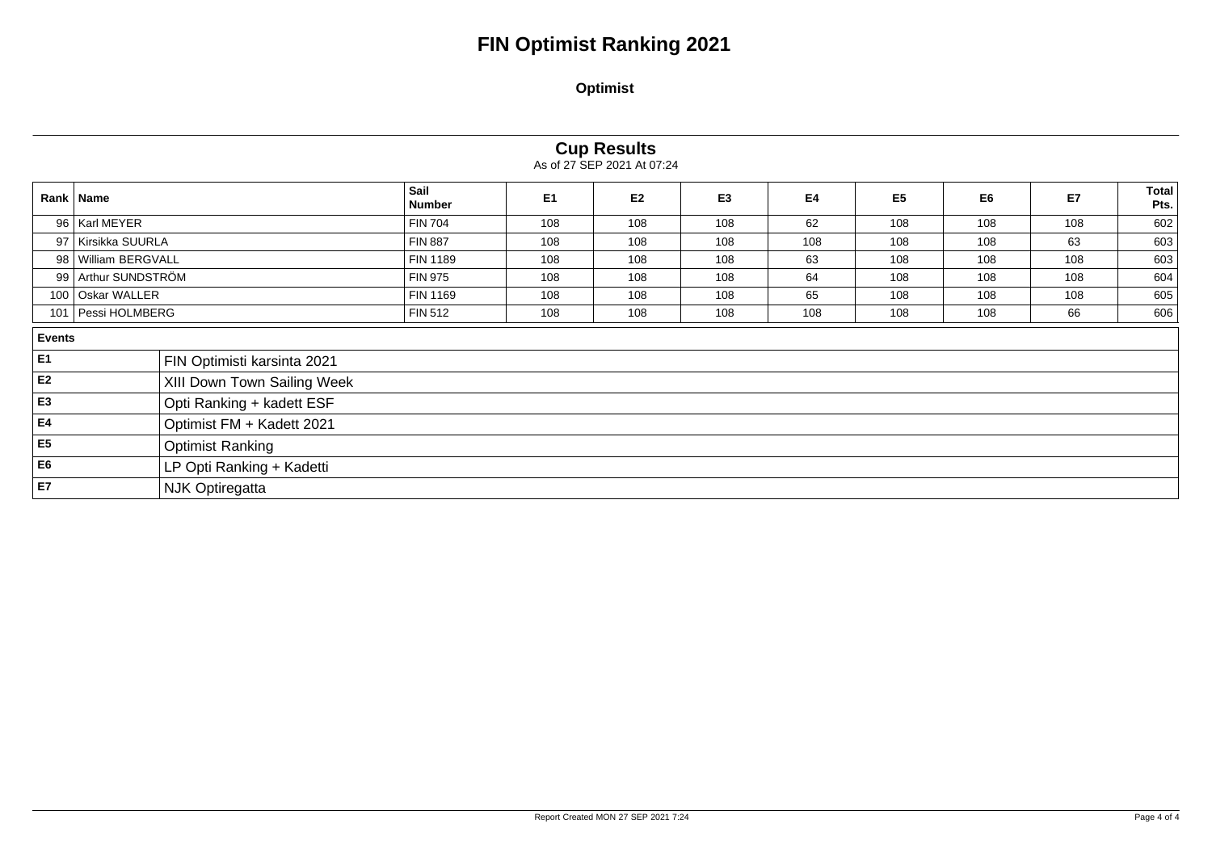# FIN Optimist Ranking 2021

## Optimist

### Cup Results

As of 27 SEP 2021 At 07:24

| Rank | Name | Sail Number | E1 | E2 | E3 | E4 | E5 | E6 | E7 | Total Pts. |
|---|---|---|---|---|---|---|---|---|---|---|
| 96 | Karl MEYER | FIN 704 | 108 | 108 | 108 | 62 | 108 | 108 | 108 | 602 |
| 97 | Kirsikka SUURLA | FIN 887 | 108 | 108 | 108 | 108 | 108 | 108 | 63 | 603 |
| 98 | William BERGVALL | FIN 1189 | 108 | 108 | 108 | 63 | 108 | 108 | 108 | 603 |
| 99 | Arthur SUNDSTRÖM | FIN 975 | 108 | 108 | 108 | 64 | 108 | 108 | 108 | 604 |
| 100 | Oskar WALLER | FIN 1169 | 108 | 108 | 108 | 65 | 108 | 108 | 108 | 605 |
| 101 | Pessi HOLMBERG | FIN 512 | 108 | 108 | 108 | 108 | 108 | 108 | 66 | 606 |

| Events | |
|---|---|
| E1 | FIN Optimisti karsinta 2021 |
| E2 | XIII Down Town Sailing Week |
| E3 | Opti Ranking + kadett ESF |
| E4 | Optimist FM + Kadett 2021 |
| E5 | Optimist Ranking |
| E6 | LP Opti Ranking + Kadetti |
| E7 | NJK Optiregatta |

Report Created MON 27 SEP 2021 7:24